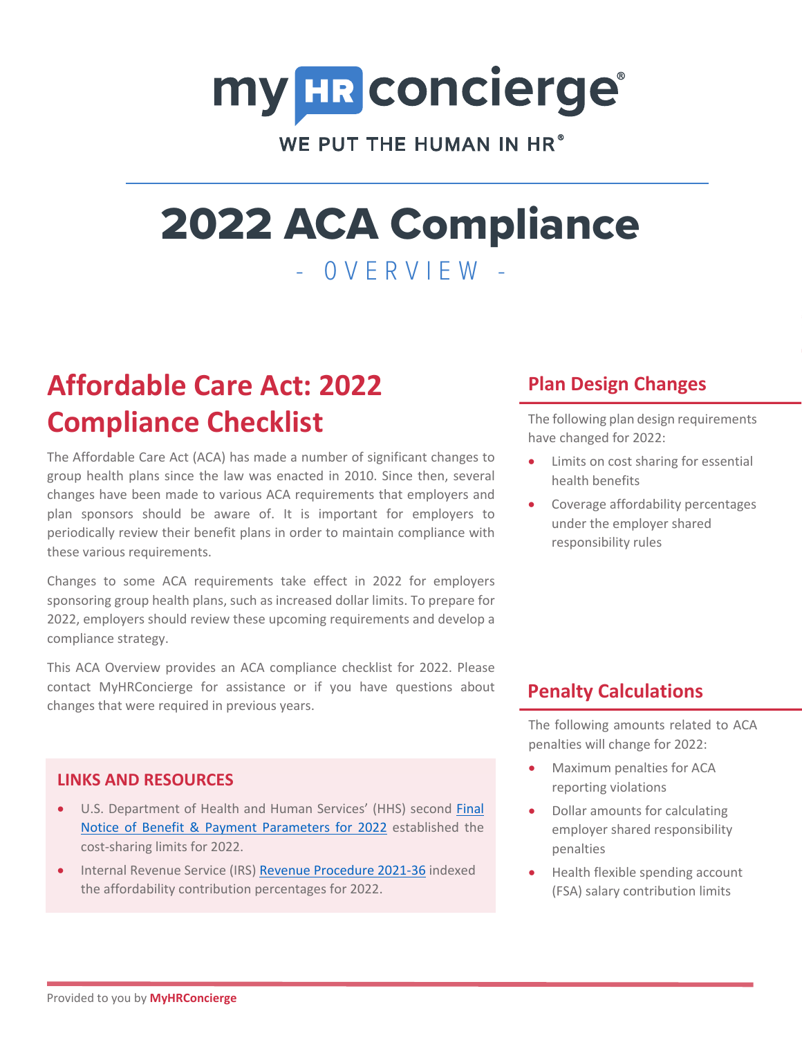myHRconcierge®

WE PUT THE HUMAN IN HR®

# 2022 ACA Compliance

- OVERVIEW -

## Affordable Care Act: 2022 Compliance Checklist

The Affordable Care Act (ACA) has made a number of significant changes to group health plans since the law was enacted in 2010. Since then, several changes have been made to various ACA requirements that employers and plan sponsors should be aware of. It is important for employers to periodically review their benefit plans in order to maintain compliance with these various requirements.

Changes to some ACA requirements take effect in 2022 for employers sponsoring group health plans, such as increased dollar limits. To prepare for 2022, employers should review these upcoming requirements and develop a compliance strategy.

This ACA Overview provides an ACA compliance checklist for 2022. Please contact MyHRConcierge for assistance or if you have questions about changes that were required in previous years.

### LINKS AND RESOURCES

- U.S. Department of Health and Human Services' (HHS) second [Final Notice of Benefit & Payment Parameters for 2022] established the cost-sharing limits for 2022.
- Internal Revenue Service (IRS) [Revenue Procedure 2021-36] indexed the affordability contribution percentages for 2022.

### Plan Design Changes

The following plan design requirements have changed for 2022:

- Limits on cost sharing for essential health benefits
- Coverage affordability percentages under the employer shared responsibility rules

### Penalty Calculations

The following amounts related to ACA penalties will change for 2022:

- Maximum penalties for ACA reporting violations
- Dollar amounts for calculating employer shared responsibility penalties
- Health flexible spending account (FSA) salary contribution limits

Provided to you by **MyHRConcierge**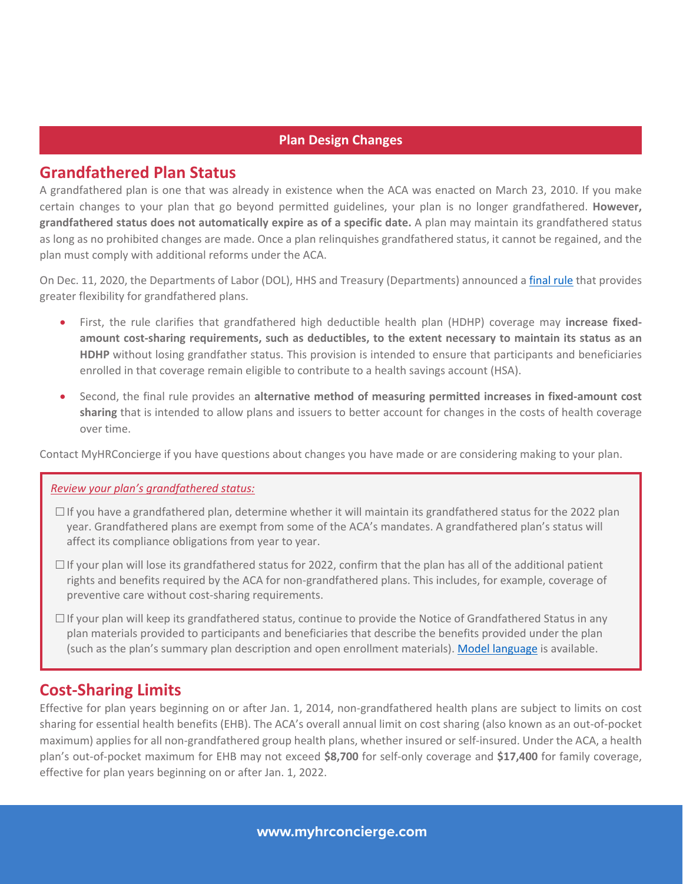## Plan Design Changes

## Grandfathered Plan Status

A grandfathered plan is one that was already in existence when the ACA was enacted on March 23, 2010. If you make certain changes to your plan that go beyond permitted guidelines, your plan is no longer grandfathered. **However, grandfathered status does not automatically expire as of a specific date.** A plan may maintain its grandfathered status as long as no prohibited changes are made. Once a plan relinquishes grandfathered status, it cannot be regained, and the plan must comply with additional reforms under the ACA.

On Dec. 11, 2020, the Departments of Labor (DOL), HHS and Treasury (Departments) announced a final rule that provides greater flexibility for grandfathered plans.

- First, the rule clarifies that grandfathered high deductible health plan (HDHP) coverage may **increase fixed-amount cost-sharing requirements, such as deductibles, to the extent necessary to maintain its status as an HDHP** without losing grandfather status. This provision is intended to ensure that participants and beneficiaries enrolled in that coverage remain eligible to contribute to a health savings account (HSA).
- Second, the final rule provides an **alternative method of measuring permitted increases in fixed-amount cost sharing** that is intended to allow plans and issuers to better account for changes in the costs of health coverage over time.

Contact MyHRConcierge if you have questions about changes you have made or are considering making to your plan.

*Review your plan's grandfathered status:*

- ☐ If you have a grandfathered plan, determine whether it will maintain its grandfathered status for the 2022 plan year. Grandfathered plans are exempt from some of the ACA's mandates. A grandfathered plan's status will affect its compliance obligations from year to year.
- ☐ If your plan will lose its grandfathered status for 2022, confirm that the plan has all of the additional patient rights and benefits required by the ACA for non-grandfathered plans. This includes, for example, coverage of preventive care without cost-sharing requirements.
- ☐ If your plan will keep its grandfathered status, continue to provide the Notice of Grandfathered Status in any plan materials provided to participants and beneficiaries that describe the benefits provided under the plan (such as the plan's summary plan description and open enrollment materials). Model language is available.

## Cost-Sharing Limits

Effective for plan years beginning on or after Jan. 1, 2014, non-grandfathered health plans are subject to limits on cost sharing for essential health benefits (EHB). The ACA's overall annual limit on cost sharing (also known as an out-of-pocket maximum) applies for all non-grandfathered group health plans, whether insured or self-insured. Under the ACA, a health plan's out-of-pocket maximum for EHB may not exceed **$8,700** for self-only coverage and **$17,400** for family coverage, effective for plan years beginning on or after Jan. 1, 2022.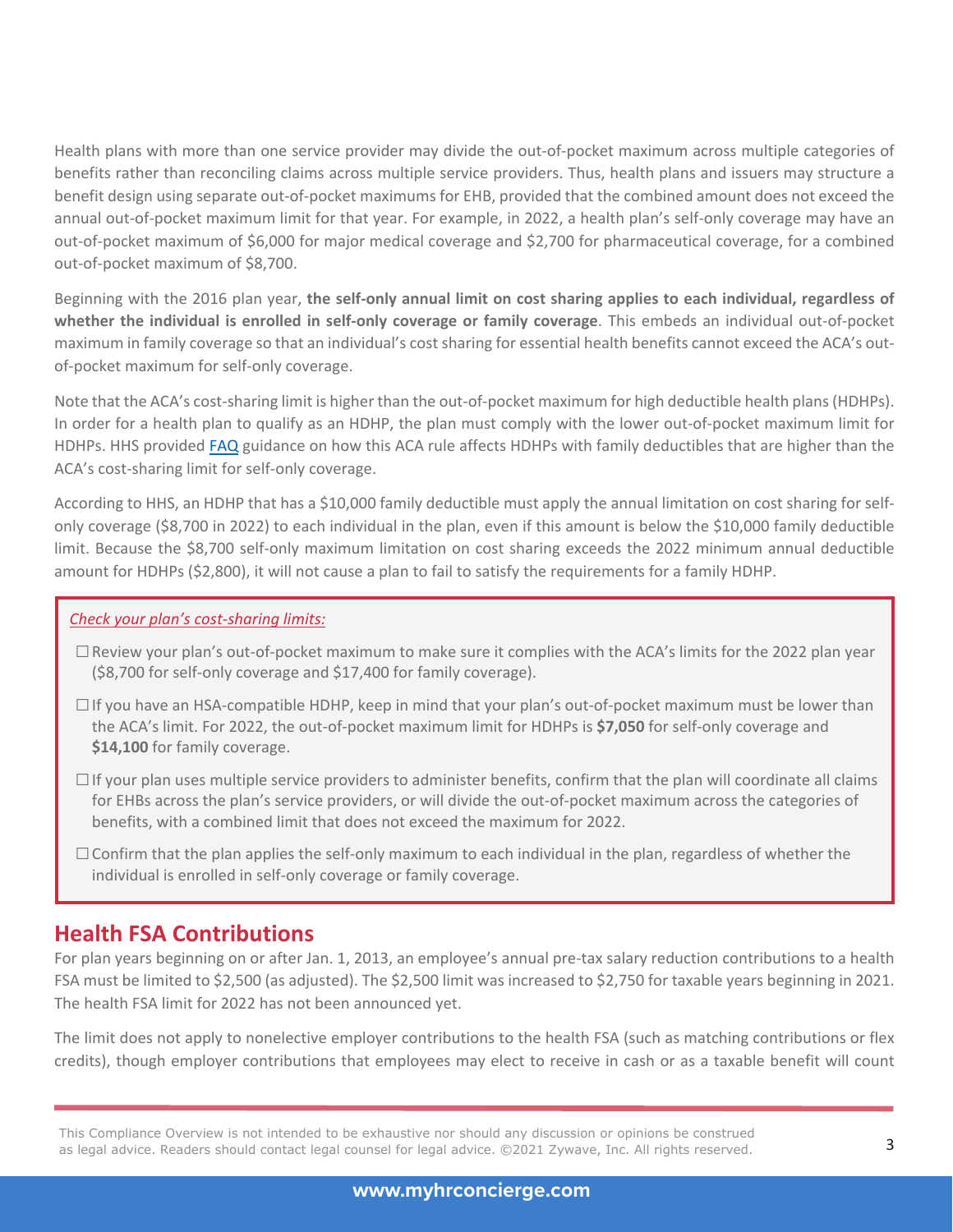Health plans with more than one service provider may divide the out-of-pocket maximum across multiple categories of benefits rather than reconciling claims across multiple service providers. Thus, health plans and issuers may structure a benefit design using separate out-of-pocket maximums for EHB, provided that the combined amount does not exceed the annual out-of-pocket maximum limit for that year. For example, in 2022, a health plan's self-only coverage may have an out-of-pocket maximum of $6,000 for major medical coverage and $2,700 for pharmaceutical coverage, for a combined out-of-pocket maximum of $8,700.

Beginning with the 2016 plan year, **the self-only annual limit on cost sharing applies to each individual, regardless of whether the individual is enrolled in self-only coverage or family coverage**. This embeds an individual out-of-pocket maximum in family coverage so that an individual's cost sharing for essential health benefits cannot exceed the ACA's out-of-pocket maximum for self-only coverage.

Note that the ACA's cost-sharing limit is higher than the out-of-pocket maximum for high deductible health plans (HDHPs). In order for a health plan to qualify as an HDHP, the plan must comply with the lower out-of-pocket maximum limit for HDHPs. HHS provided FAQ guidance on how this ACA rule affects HDHPs with family deductibles that are higher than the ACA's cost-sharing limit for self-only coverage.

According to HHS, an HDHP that has a $10,000 family deductible must apply the annual limitation on cost sharing for self-only coverage ($8,700 in 2022) to each individual in the plan, even if this amount is below the $10,000 family deductible limit. Because the $8,700 self-only maximum limitation on cost sharing exceeds the 2022 minimum annual deductible amount for HDHPs ($2,800), it will not cause a plan to fail to satisfy the requirements for a family HDHP.

*Check your plan's cost-sharing limits:*

- ☐ Review your plan's out-of-pocket maximum to make sure it complies with the ACA's limits for the 2022 plan year ($8,700 for self-only coverage and $17,400 for family coverage).
- ☐ If you have an HSA-compatible HDHP, keep in mind that your plan's out-of-pocket maximum must be lower than the ACA's limit. For 2022, the out-of-pocket maximum limit for HDHPs is **$7,050** for self-only coverage and **$14,100** for family coverage.
- ☐ If your plan uses multiple service providers to administer benefits, confirm that the plan will coordinate all claims for EHBs across the plan's service providers, or will divide the out-of-pocket maximum across the categories of benefits, with a combined limit that does not exceed the maximum for 2022.
- ☐ Confirm that the plan applies the self-only maximum to each individual in the plan, regardless of whether the individual is enrolled in self-only coverage or family coverage.

## Health FSA Contributions

For plan years beginning on or after Jan. 1, 2013, an employee's annual pre-tax salary reduction contributions to a health FSA must be limited to $2,500 (as adjusted). The $2,500 limit was increased to $2,750 for taxable years beginning in 2021. The health FSA limit for 2022 has not been announced yet.

The limit does not apply to nonelective employer contributions to the health FSA (such as matching contributions or flex credits), though employer contributions that employees may elect to receive in cash or as a taxable benefit will count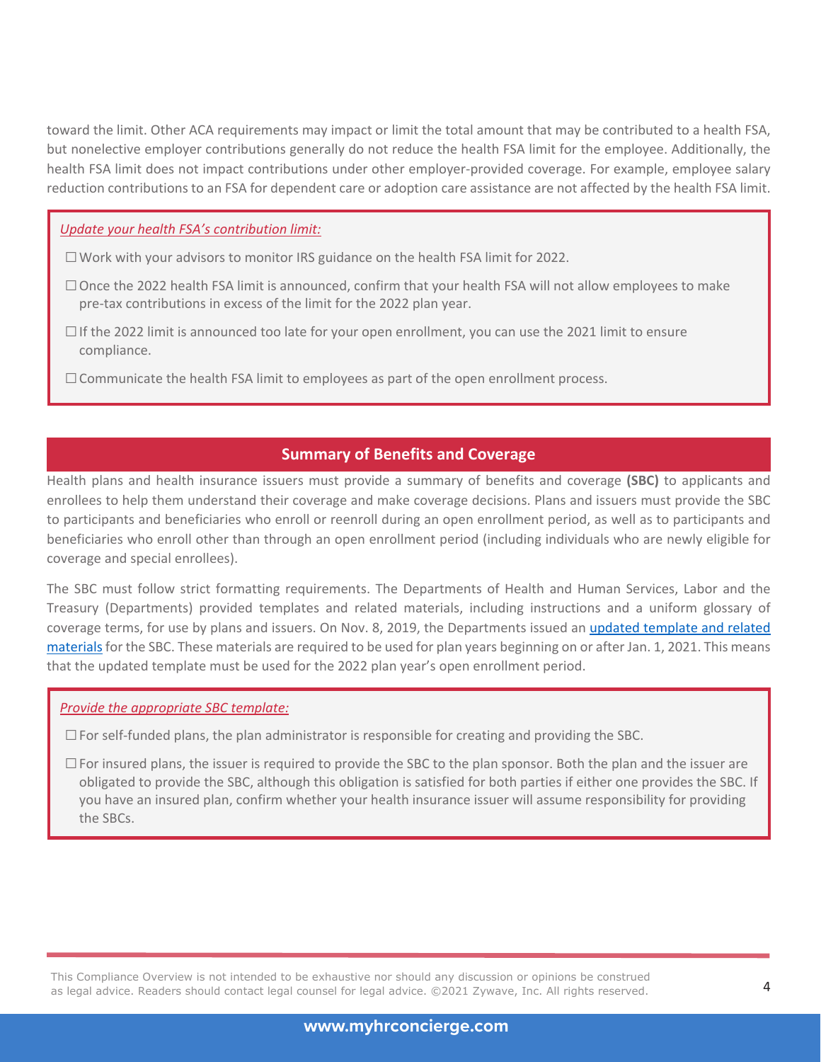toward the limit. Other ACA requirements may impact or limit the total amount that may be contributed to a health FSA, but nonelective employer contributions generally do not reduce the health FSA limit for the employee. Additionally, the health FSA limit does not impact contributions under other employer-provided coverage. For example, employee salary reduction contributions to an FSA for dependent care or adoption care assistance are not affected by the health FSA limit.

*Update your health FSA's contribution limit:*

☐ Work with your advisors to monitor IRS guidance on the health FSA limit for 2022.

☐ Once the 2022 health FSA limit is announced, confirm that your health FSA will not allow employees to make pre-tax contributions in excess of the limit for the 2022 plan year.

☐ If the 2022 limit is announced too late for your open enrollment, you can use the 2021 limit to ensure compliance.

☐ Communicate the health FSA limit to employees as part of the open enrollment process.

## Summary of Benefits and Coverage

Health plans and health insurance issuers must provide a summary of benefits and coverage **(SBC)** to applicants and enrollees to help them understand their coverage and make coverage decisions. Plans and issuers must provide the SBC to participants and beneficiaries who enroll or reenroll during an open enrollment period, as well as to participants and beneficiaries who enroll other than through an open enrollment period (including individuals who are newly eligible for coverage and special enrollees).

The SBC must follow strict formatting requirements. The Departments of Health and Human Services, Labor and the Treasury (Departments) provided templates and related materials, including instructions and a uniform glossary of coverage terms, for use by plans and issuers. On Nov. 8, 2019, the Departments issued an updated template and related materials for the SBC. These materials are required to be used for plan years beginning on or after Jan. 1, 2021. This means that the updated template must be used for the 2022 plan year's open enrollment period.

*Provide the appropriate SBC template:*

☐ For self-funded plans, the plan administrator is responsible for creating and providing the SBC.

☐ For insured plans, the issuer is required to provide the SBC to the plan sponsor. Both the plan and the issuer are obligated to provide the SBC, although this obligation is satisfied for both parties if either one provides the SBC. If you have an insured plan, confirm whether your health insurance issuer will assume responsibility for providing the SBCs.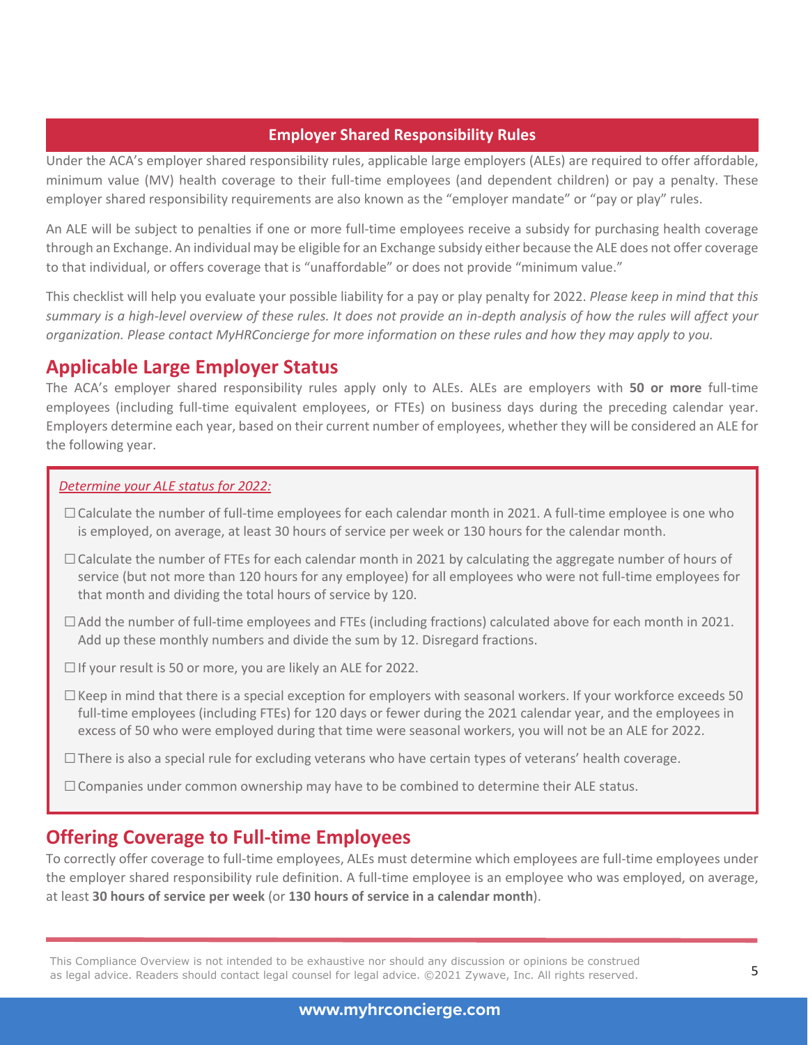## Employer Shared Responsibility Rules

Under the ACA's employer shared responsibility rules, applicable large employers (ALEs) are required to offer affordable, minimum value (MV) health coverage to their full-time employees (and dependent children) or pay a penalty. These employer shared responsibility requirements are also known as the "employer mandate" or "pay or play" rules.

An ALE will be subject to penalties if one or more full-time employees receive a subsidy for purchasing health coverage through an Exchange. An individual may be eligible for an Exchange subsidy either because the ALE does not offer coverage to that individual, or offers coverage that is "unaffordable" or does not provide "minimum value."

This checklist will help you evaluate your possible liability for a pay or play penalty for 2022. *Please keep in mind that this summary is a high-level overview of these rules. It does not provide an in-depth analysis of how the rules will affect your organization. Please contact MyHRConcierge for more information on these rules and how they may apply to you.*

## Applicable Large Employer Status

The ACA's employer shared responsibility rules apply only to ALEs. ALEs are employers with **50 or more** full-time employees (including full-time equivalent employees, or FTEs) on business days during the preceding calendar year. Employers determine each year, based on their current number of employees, whether they will be considered an ALE for the following year.

*Determine your ALE status for 2022:*

- ☐ Calculate the number of full-time employees for each calendar month in 2021. A full-time employee is one who is employed, on average, at least 30 hours of service per week or 130 hours for the calendar month.
- ☐ Calculate the number of FTEs for each calendar month in 2021 by calculating the aggregate number of hours of service (but not more than 120 hours for any employee) for all employees who were not full-time employees for that month and dividing the total hours of service by 120.
- ☐ Add the number of full-time employees and FTEs (including fractions) calculated above for each month in 2021. Add up these monthly numbers and divide the sum by 12. Disregard fractions.
- ☐ If your result is 50 or more, you are likely an ALE for 2022.
- ☐ Keep in mind that there is a special exception for employers with seasonal workers. If your workforce exceeds 50 full-time employees (including FTEs) for 120 days or fewer during the 2021 calendar year, and the employees in excess of 50 who were employed during that time were seasonal workers, you will not be an ALE for 2022.
- ☐ There is also a special rule for excluding veterans who have certain types of veterans' health coverage.
- ☐ Companies under common ownership may have to be combined to determine their ALE status.

## Offering Coverage to Full-time Employees

To correctly offer coverage to full-time employees, ALEs must determine which employees are full-time employees under the employer shared responsibility rule definition. A full-time employee is an employee who was employed, on average, at least **30 hours of service per week** (or **130 hours of service in a calendar month**).

This Compliance Overview is not intended to be exhaustive nor should any discussion or opinions be construed as legal advice. Readers should contact legal counsel for legal advice. ©2021 Zywave, Inc. All rights reserved.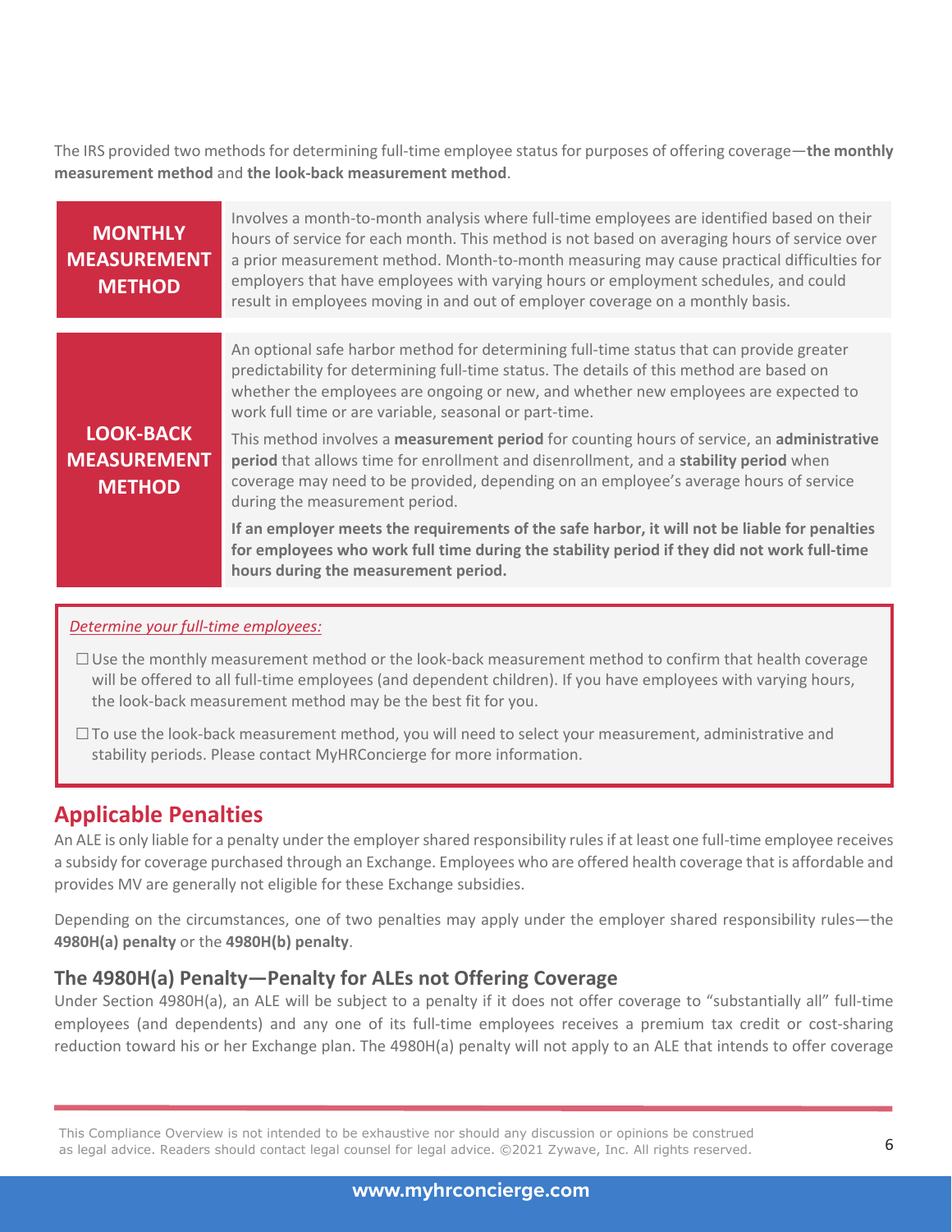The IRS provided two methods for determining full-time employee status for purposes of offering coverage—**the monthly measurement method** and **the look-back measurement method**.

| | |
|---|---|
| **MONTHLY MEASUREMENT METHOD** | Involves a month-to-month analysis where full-time employees are identified based on their hours of service for each month. This method is not based on averaging hours of service over a prior measurement method. Month-to-month measuring may cause practical difficulties for employers that have employees with varying hours or employment schedules, and could result in employees moving in and out of employer coverage on a monthly basis. |
| **LOOK-BACK MEASUREMENT METHOD** | An optional safe harbor method for determining full-time status that can provide greater predictability for determining full-time status. The details of this method are based on whether the employees are ongoing or new, and whether new employees are expected to work full time or are variable, seasonal or part-time. This method involves a **measurement period** for counting hours of service, an **administrative period** that allows time for enrollment and disenrollment, and a **stability period** when coverage may need to be provided, depending on an employee's average hours of service during the measurement period. **If an employer meets the requirements of the safe harbor, it will not be liable for penalties for employees who work full time during the stability period if they did not work full-time hours during the measurement period.** |

*Determine your full-time employees:*

- ☐ Use the monthly measurement method or the look-back measurement method to confirm that health coverage will be offered to all full-time employees (and dependent children). If you have employees with varying hours, the look-back measurement method may be the best fit for you.
- ☐ To use the look-back measurement method, you will need to select your measurement, administrative and stability periods. Please contact MyHRConcierge for more information.

## Applicable Penalties

An ALE is only liable for a penalty under the employer shared responsibility rules if at least one full-time employee receives a subsidy for coverage purchased through an Exchange. Employees who are offered health coverage that is affordable and provides MV are generally not eligible for these Exchange subsidies.

Depending on the circumstances, one of two penalties may apply under the employer shared responsibility rules—the **4980H(a) penalty** or the **4980H(b) penalty**.

### The 4980H(a) Penalty—Penalty for ALEs not Offering Coverage

Under Section 4980H(a), an ALE will be subject to a penalty if it does not offer coverage to "substantially all" full-time employees (and dependents) and any one of its full-time employees receives a premium tax credit or cost-sharing reduction toward his or her Exchange plan. The 4980H(a) penalty will not apply to an ALE that intends to offer coverage

This Compliance Overview is not intended to be exhaustive nor should any discussion or opinions be construed as legal advice. Readers should contact legal counsel for legal advice. ©2021 Zywave, Inc. All rights reserved.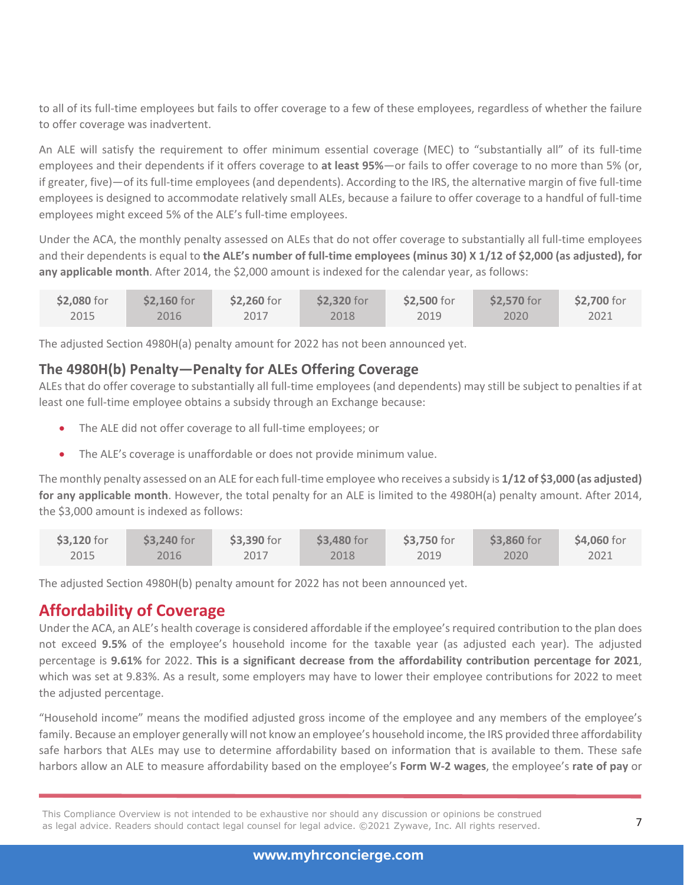to all of its full-time employees but fails to offer coverage to a few of these employees, regardless of whether the failure to offer coverage was inadvertent.

An ALE will satisfy the requirement to offer minimum essential coverage (MEC) to "substantially all" of its full-time employees and their dependents if it offers coverage to **at least 95%**—or fails to offer coverage to no more than 5% (or, if greater, five)—of its full-time employees (and dependents). According to the IRS, the alternative margin of five full-time employees is designed to accommodate relatively small ALEs, because a failure to offer coverage to a handful of full-time employees might exceed 5% of the ALE's full-time employees.

Under the ACA, the monthly penalty assessed on ALEs that do not offer coverage to substantially all full-time employees and their dependents is equal to **the ALE's number of full-time employees (minus 30) X 1/12 of $2,000 (as adjusted), for any applicable month**. After 2014, the $2,000 amount is indexed for the calendar year, as follows:

| **$2,080** for 2015 | **$2,160** for 2016 | **$2,260** for 2017 | **$2,320** for 2018 | **$2,500** for 2019 | **$2,570** for 2020 | **$2,700** for 2021 |
|---|---|---|---|---|---|---|

The adjusted Section 4980H(a) penalty amount for 2022 has not been announced yet.

### The 4980H(b) Penalty—Penalty for ALEs Offering Coverage

ALEs that do offer coverage to substantially all full-time employees (and dependents) may still be subject to penalties if at least one full-time employee obtains a subsidy through an Exchange because:

- The ALE did not offer coverage to all full-time employees; or
- The ALE's coverage is unaffordable or does not provide minimum value.

The monthly penalty assessed on an ALE for each full-time employee who receives a subsidy is **1/12 of $3,000 (as adjusted) for any applicable month**. However, the total penalty for an ALE is limited to the 4980H(a) penalty amount. After 2014, the $3,000 amount is indexed as follows:

| **$3,120** for 2015 | **$3,240** for 2016 | **$3,390** for 2017 | **$3,480** for 2018 | **$3,750** for 2019 | **$3,860** for 2020 | **$4,060** for 2021 |
|---|---|---|---|---|---|---|

The adjusted Section 4980H(b) penalty amount for 2022 has not been announced yet.

## Affordability of Coverage

Under the ACA, an ALE's health coverage is considered affordable if the employee's required contribution to the plan does not exceed **9.5%** of the employee's household income for the taxable year (as adjusted each year). The adjusted percentage is **9.61%** for 2022. **This is a significant decrease from the affordability contribution percentage for 2021**, which was set at 9.83%. As a result, some employers may have to lower their employee contributions for 2022 to meet the adjusted percentage.

"Household income" means the modified adjusted gross income of the employee and any members of the employee's family. Because an employer generally will not know an employee's household income, the IRS provided three affordability safe harbors that ALEs may use to determine affordability based on information that is available to them. These safe harbors allow an ALE to measure affordability based on the employee's **Form W-2 wages**, the employee's **rate of pay** or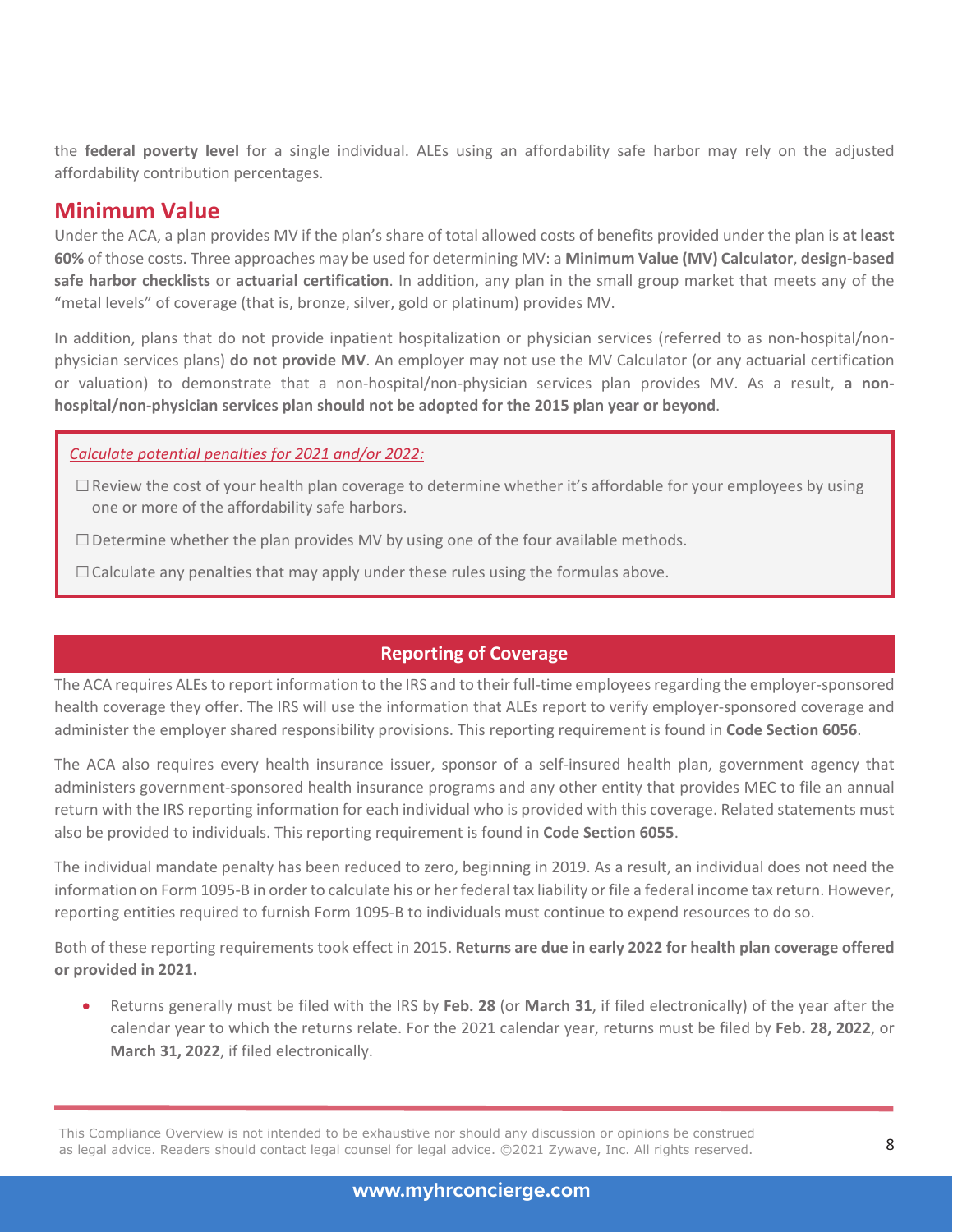the **federal poverty level** for a single individual. ALEs using an affordability safe harbor may rely on the adjusted affordability contribution percentages.

## Minimum Value

Under the ACA, a plan provides MV if the plan's share of total allowed costs of benefits provided under the plan is **at least 60%** of those costs. Three approaches may be used for determining MV: a **Minimum Value (MV) Calculator**, **design-based safe harbor checklists** or **actuarial certification**. In addition, any plan in the small group market that meets any of the "metal levels" of coverage (that is, bronze, silver, gold or platinum) provides MV.

In addition, plans that do not provide inpatient hospitalization or physician services (referred to as non-hospital/non-physician services plans) **do not provide MV**. An employer may not use the MV Calculator (or any actuarial certification or valuation) to demonstrate that a non-hospital/non-physician services plan provides MV. As a result, **a non-hospital/non-physician services plan should not be adopted for the 2015 plan year or beyond**.

*Calculate potential penalties for 2021 and/or 2022:*

- ☐ Review the cost of your health plan coverage to determine whether it's affordable for your employees by using one or more of the affordability safe harbors.
- ☐ Determine whether the plan provides MV by using one of the four available methods.
- ☐ Calculate any penalties that may apply under these rules using the formulas above.

## Reporting of Coverage

The ACA requires ALEs to report information to the IRS and to their full-time employees regarding the employer-sponsored health coverage they offer. The IRS will use the information that ALEs report to verify employer-sponsored coverage and administer the employer shared responsibility provisions. This reporting requirement is found in **Code Section 6056**.

The ACA also requires every health insurance issuer, sponsor of a self-insured health plan, government agency that administers government-sponsored health insurance programs and any other entity that provides MEC to file an annual return with the IRS reporting information for each individual who is provided with this coverage. Related statements must also be provided to individuals. This reporting requirement is found in **Code Section 6055**.

The individual mandate penalty has been reduced to zero, beginning in 2019. As a result, an individual does not need the information on Form 1095-B in order to calculate his or her federal tax liability or file a federal income tax return. However, reporting entities required to furnish Form 1095-B to individuals must continue to expend resources to do so.

Both of these reporting requirements took effect in 2015. **Returns are due in early 2022 for health plan coverage offered or provided in 2021.**

- Returns generally must be filed with the IRS by **Feb. 28** (or **March 31**, if filed electronically) of the year after the calendar year to which the returns relate. For the 2021 calendar year, returns must be filed by **Feb. 28, 2022**, or **March 31, 2022**, if filed electronically.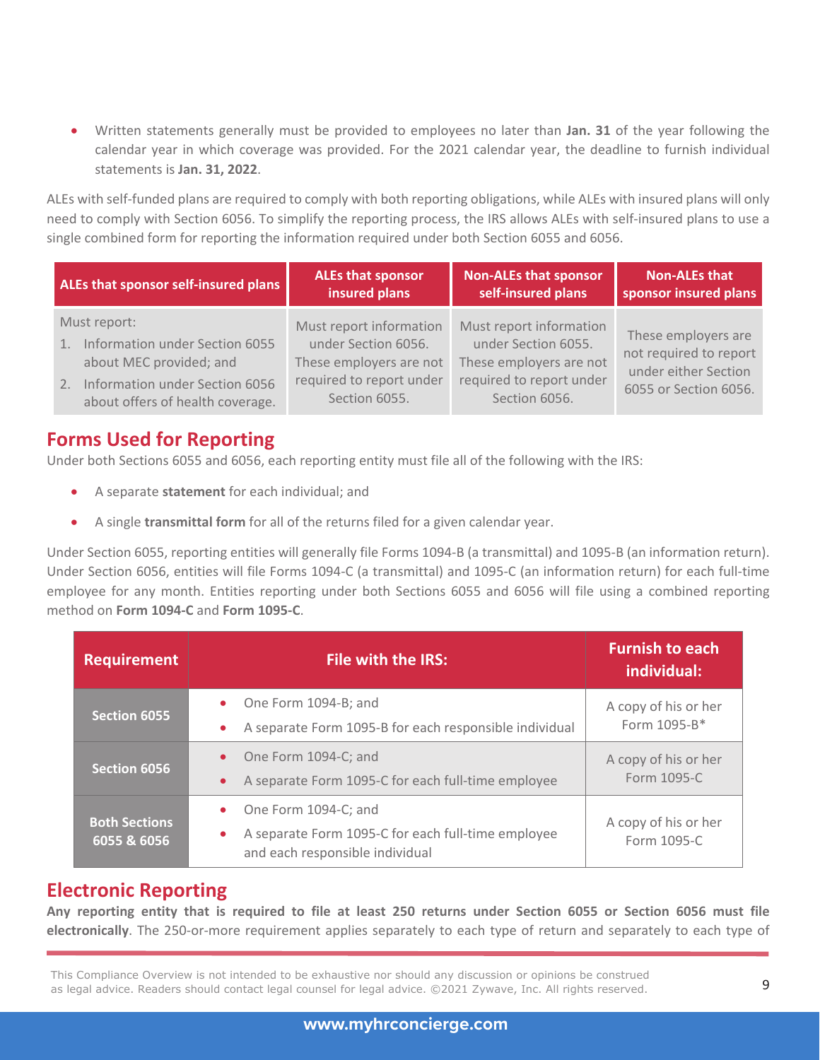- Written statements generally must be provided to employees no later than **Jan. 31** of the year following the calendar year in which coverage was provided. For the 2021 calendar year, the deadline to furnish individual statements is **Jan. 31, 2022**.

ALEs with self-funded plans are required to comply with both reporting obligations, while ALEs with insured plans will only need to comply with Section 6056. To simplify the reporting process, the IRS allows ALEs with self-insured plans to use a single combined form for reporting the information required under both Section 6055 and 6056.

| ALEs that sponsor self-insured plans | ALEs that sponsor insured plans | Non-ALEs that sponsor self-insured plans | Non-ALEs that sponsor insured plans |
|---|---|---|---|
| Must report:<br>1. Information under Section 6055 about MEC provided; and<br>2. Information under Section 6056 about offers of health coverage. | Must report information under Section 6056. These employers are not required to report under Section 6055. | Must report information under Section 6055. These employers are not required to report under Section 6056. | These employers are not required to report under either Section 6055 or Section 6056. |

## Forms Used for Reporting

Under both Sections 6055 and 6056, each reporting entity must file all of the following with the IRS:

- A separate **statement** for each individual; and
- A single **transmittal form** for all of the returns filed for a given calendar year.

Under Section 6055, reporting entities will generally file Forms 1094-B (a transmittal) and 1095-B (an information return). Under Section 6056, entities will file Forms 1094-C (a transmittal) and 1095-C (an information return) for each full-time employee for any month. Entities reporting under both Sections 6055 and 6056 will file using a combined reporting method on **Form 1094-C** and **Form 1095-C**.

| Requirement | File with the IRS: | Furnish to each individual: |
|---|---|---|
| **Section 6055** | • One Form 1094-B; and<br>• A separate Form 1095-B for each responsible individual | A copy of his or her Form 1095-B* |
| **Section 6056** | • One Form 1094-C; and<br>• A separate Form 1095-C for each full-time employee | A copy of his or her Form 1095-C |
| **Both Sections 6055 & 6056** | • One Form 1094-C; and<br>• A separate Form 1095-C for each full-time employee and each responsible individual | A copy of his or her Form 1095-C |

## Electronic Reporting

**Any reporting entity that is required to file at least 250 returns under Section 6055 or Section 6056 must file electronically**. The 250-or-more requirement applies separately to each type of return and separately to each type of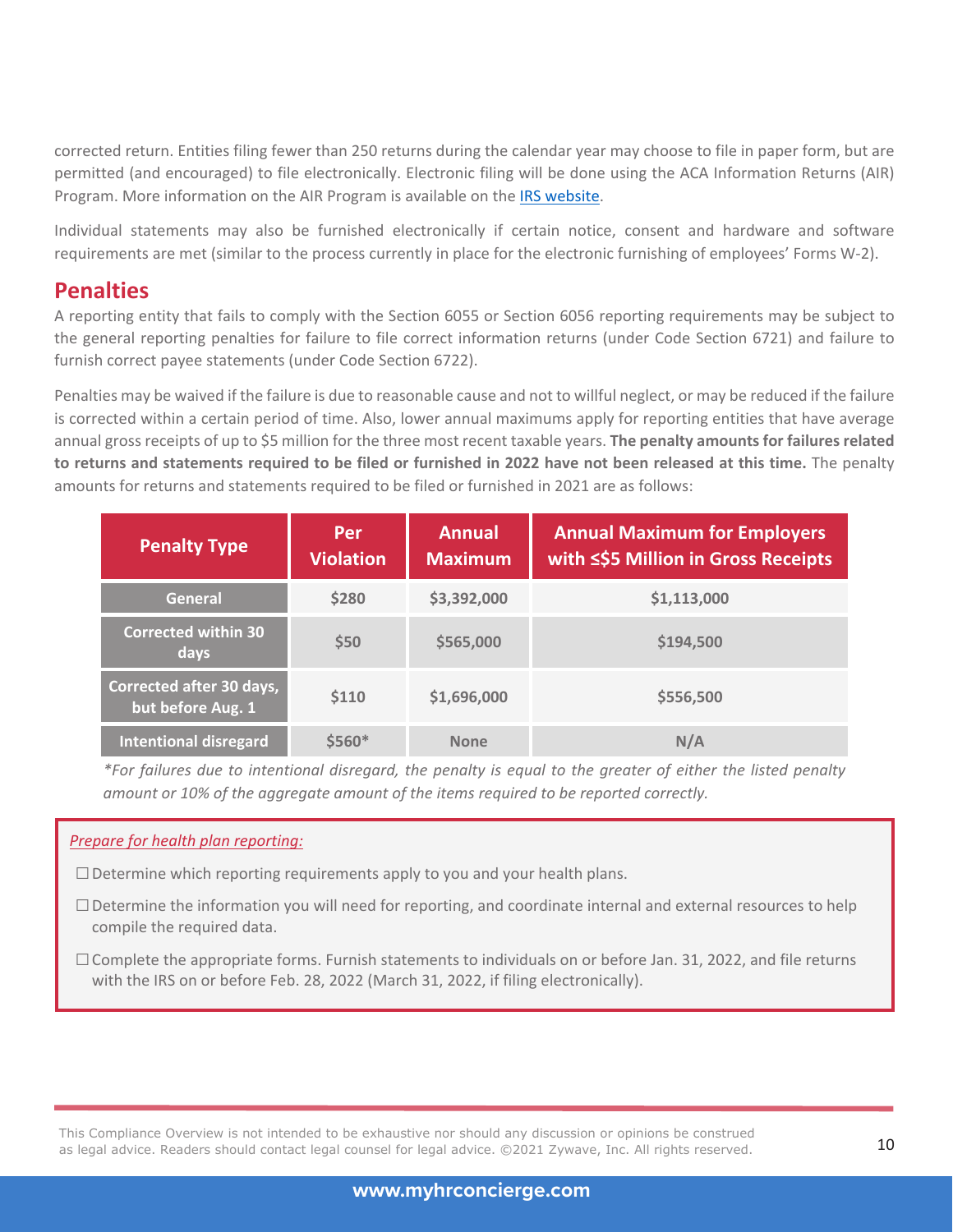corrected return. Entities filing fewer than 250 returns during the calendar year may choose to file in paper form, but are permitted (and encouraged) to file electronically. Electronic filing will be done using the ACA Information Returns (AIR) Program. More information on the AIR Program is available on the IRS website.

Individual statements may also be furnished electronically if certain notice, consent and hardware and software requirements are met (similar to the process currently in place for the electronic furnishing of employees' Forms W-2).

## Penalties

A reporting entity that fails to comply with the Section 6055 or Section 6056 reporting requirements may be subject to the general reporting penalties for failure to file correct information returns (under Code Section 6721) and failure to furnish correct payee statements (under Code Section 6722).

Penalties may be waived if the failure is due to reasonable cause and not to willful neglect, or may be reduced if the failure is corrected within a certain period of time. Also, lower annual maximums apply for reporting entities that have average annual gross receipts of up to $5 million for the three most recent taxable years. **The penalty amounts for failures related to returns and statements required to be filed or furnished in 2022 have not been released at this time.** The penalty amounts for returns and statements required to be filed or furnished in 2021 are as follows:

| Penalty Type | Per Violation | Annual Maximum | Annual Maximum for Employers with ≤$5 Million in Gross Receipts |
|---|---|---|---|
| General | $280 | $3,392,000 | $1,113,000 |
| Corrected within 30 days | $50 | $565,000 | $194,500 |
| Corrected after 30 days, but before Aug. 1 | $110 | $1,696,000 | $556,500 |
| Intentional disregard | $560* | None | N/A |

*\*For failures due to intentional disregard, the penalty is equal to the greater of either the listed penalty amount or 10% of the aggregate amount of the items required to be reported correctly.*

*Prepare for health plan reporting:*

- ☐ Determine which reporting requirements apply to you and your health plans.
- ☐ Determine the information you will need for reporting, and coordinate internal and external resources to help compile the required data.
- ☐ Complete the appropriate forms. Furnish statements to individuals on or before Jan. 31, 2022, and file returns with the IRS on or before Feb. 28, 2022 (March 31, 2022, if filing electronically).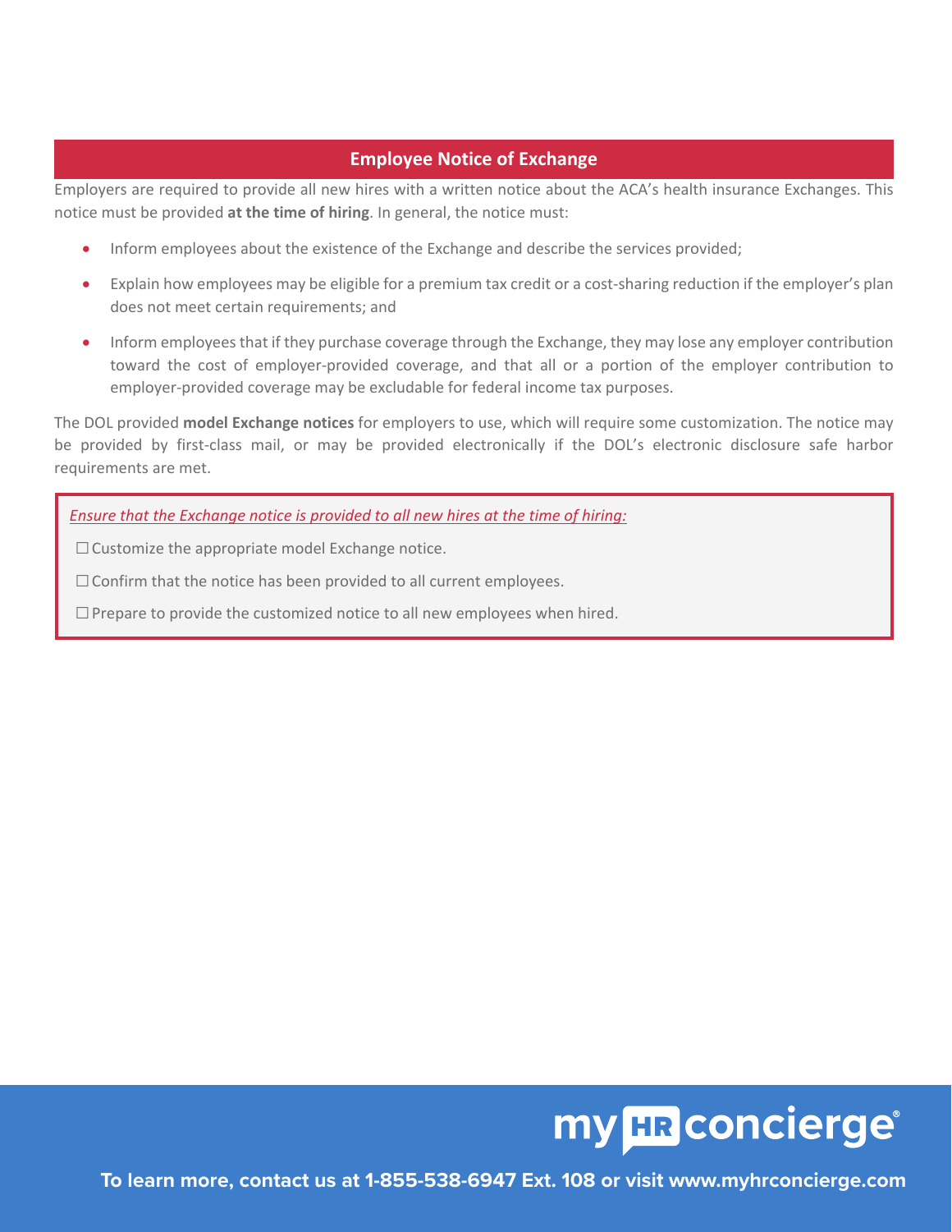## Employee Notice of Exchange

Employers are required to provide all new hires with a written notice about the ACA's health insurance Exchanges. This notice must be provided **at the time of hiring**. In general, the notice must:

- Inform employees about the existence of the Exchange and describe the services provided;
- Explain how employees may be eligible for a premium tax credit or a cost-sharing reduction if the employer's plan does not meet certain requirements; and
- Inform employees that if they purchase coverage through the Exchange, they may lose any employer contribution toward the cost of employer-provided coverage, and that all or a portion of the employer contribution to employer-provided coverage may be excludable for federal income tax purposes.

The DOL provided **model Exchange notices** for employers to use, which will require some customization. The notice may be provided by first-class mail, or may be provided electronically if the DOL's electronic disclosure safe harbor requirements are met.

*Ensure that the Exchange notice is provided to all new hires at the time of hiring:*

☐ Customize the appropriate model Exchange notice.

☐ Confirm that the notice has been provided to all current employees.

☐ Prepare to provide the customized notice to all new employees when hired.

my HR concierge®

**To learn more, contact us at 1-855-538-6947 Ext. 108 or visit www.myhrconcierge.com**